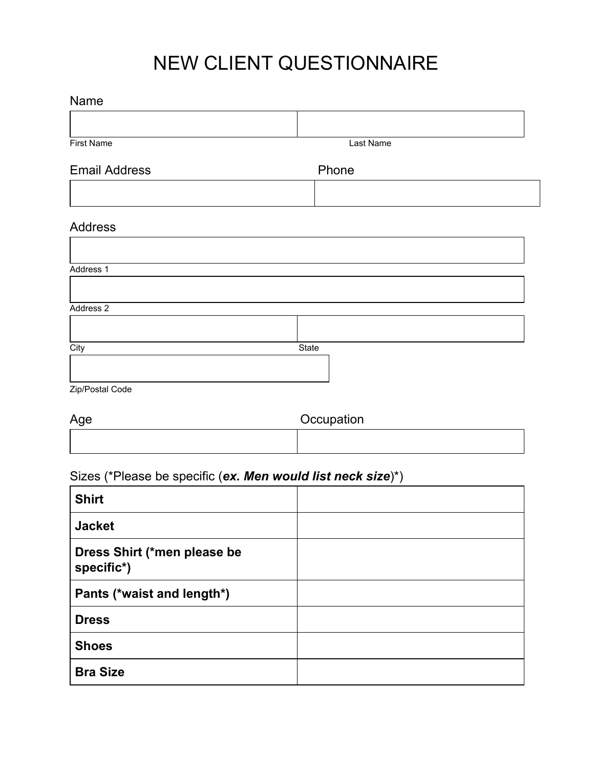# NEW CLIENT QUESTIONNAIRE

Name

| | |
|---|---|
| | |

First Name — Last Name

| Email Address | Phone |
|---|---|
| | |

Address

Address 1

Address 2

City — State

Zip/Postal Code

| Age | Occupation |
|---|---|
| | |

Sizes (*Please be specific (***ex. Men would list neck size***)*)

| | |
|---|---|
| **Shirt** | |
| **Jacket** | |
| **Dress Shirt (*men please be specific*)** | |
| **Pants (*waist and length*)** | |
| **Dress** | |
| **Shoes** | |
| **Bra Size** | |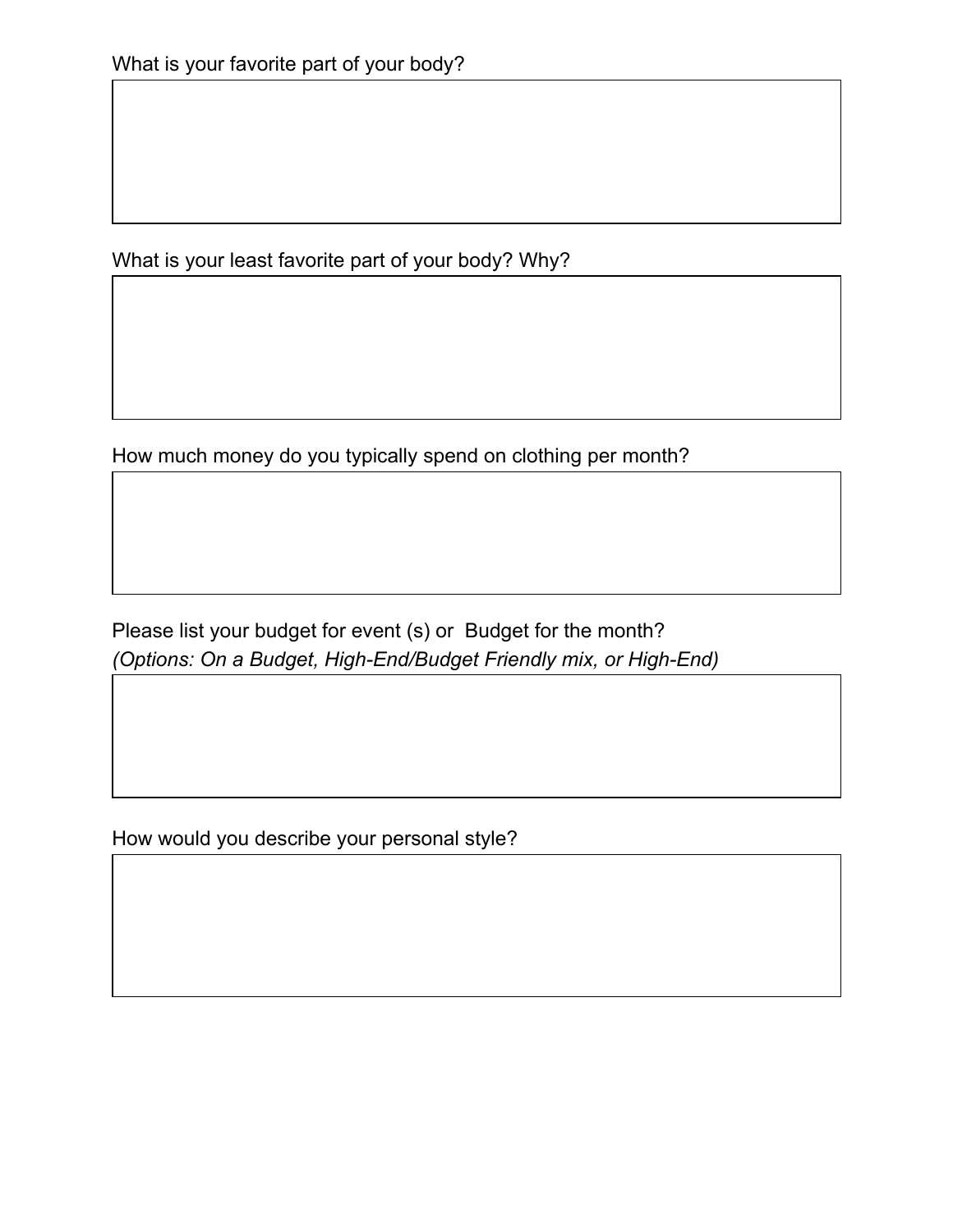What is your favorite part of your body?

What is your least favorite part of your body? Why?

How much money do you typically spend on clothing per month?

Please list your budget for event (s) or  Budget for the month?
*(Options: On a Budget, High-End/Budget Friendly mix, or High-End)*

How would you describe your personal style?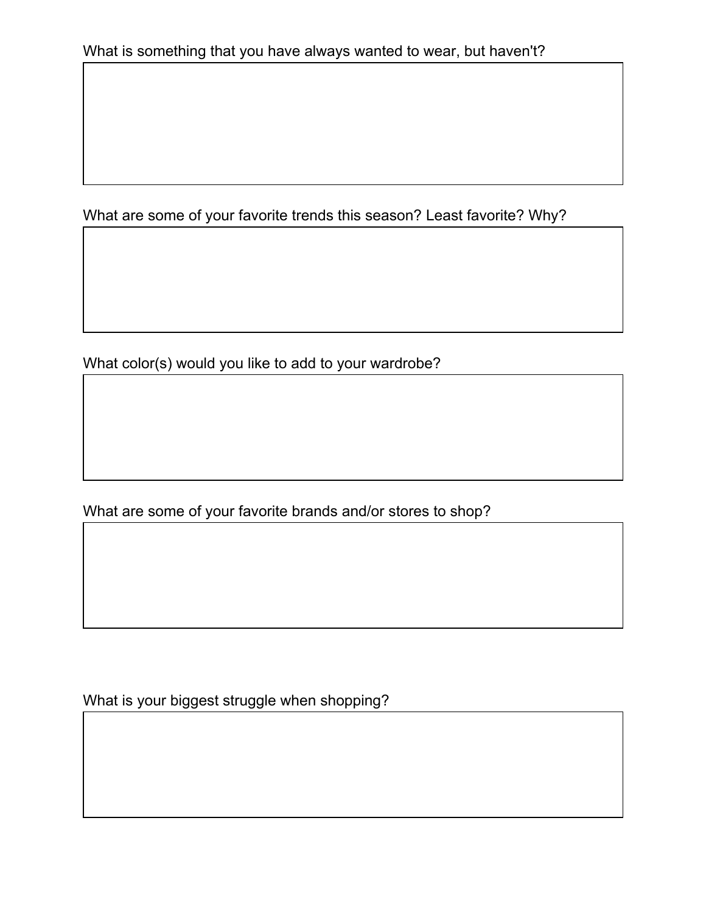What is something that you have always wanted to wear, but haven't?

What are some of your favorite trends this season? Least favorite? Why?

What color(s) would you like to add to your wardrobe?

What are some of your favorite brands and/or stores to shop?

What is your biggest struggle when shopping?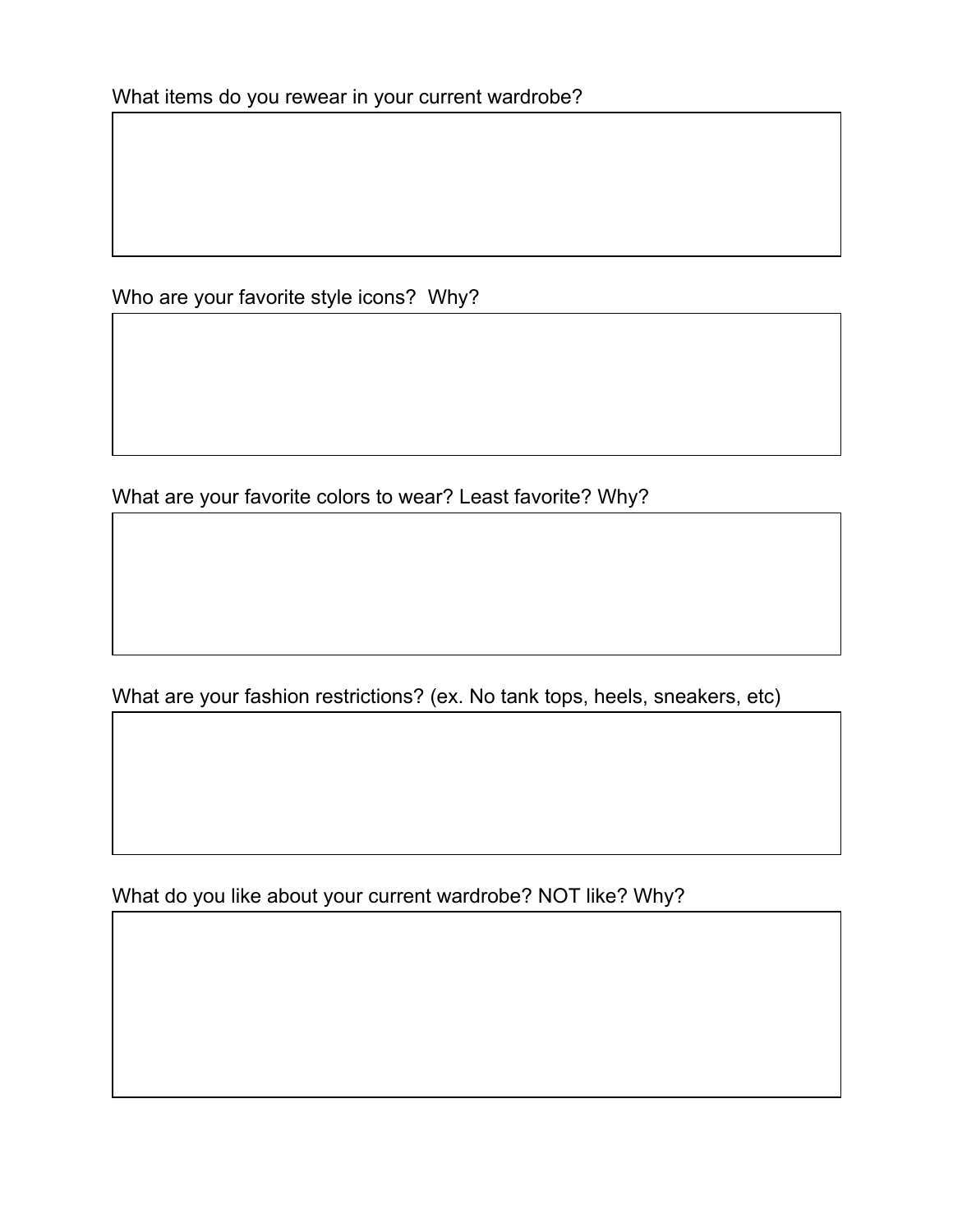What items do you rewear in your current wardrobe?

Who are your favorite style icons?  Why?

What are your favorite colors to wear? Least favorite? Why?

What are your fashion restrictions? (ex. No tank tops, heels, sneakers, etc)

What do you like about your current wardrobe? NOT like? Why?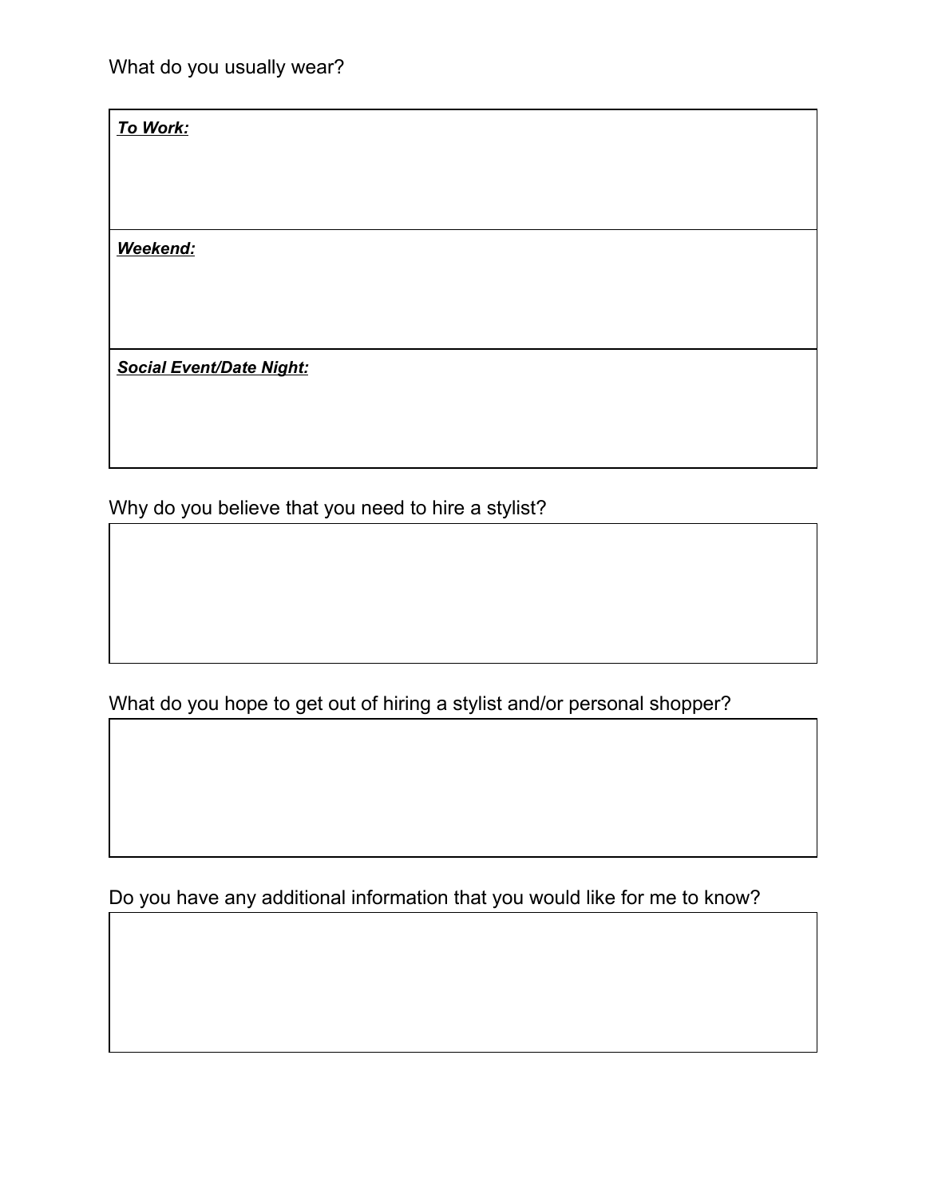What do you usually wear?

| |
|---|
| ***To Work:*** |
| ***Weekend:*** |
| ***Social Event/Date Night:*** |

Why do you believe that you need to hire a stylist?

What do you hope to get out of hiring a stylist and/or personal shopper?

Do you have any additional information that you would like for me to know?